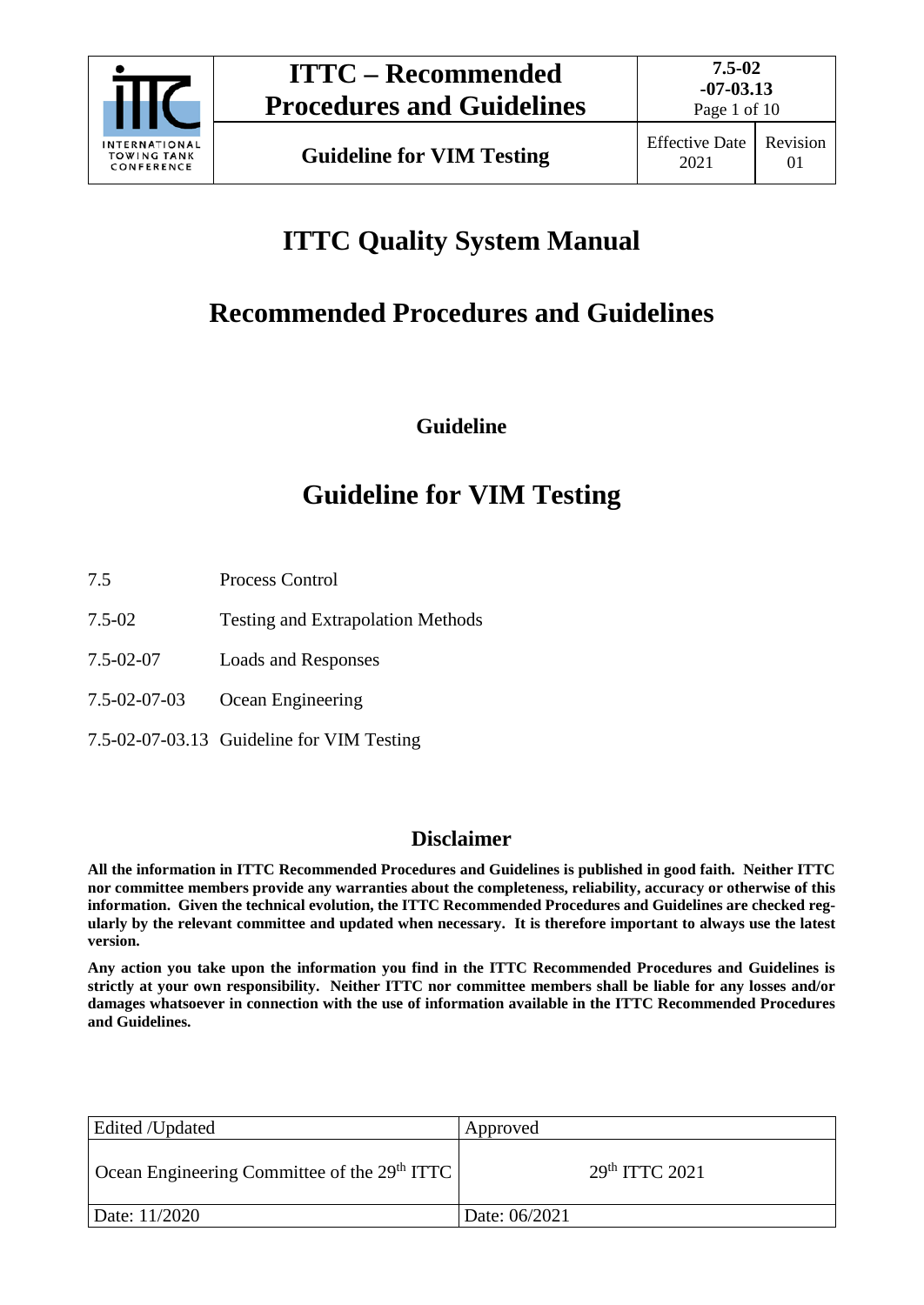# ITTC Quality System Manual

# Recommended Procedures and Guidelines

**Guideline**

# Guideline for VIM Testing

| | |
|---|---|
| 7.5 | Process Control |
| 7.5-02 | Testing and Extrapolation Methods |
| 7.5-02-07 | Loads and Responses |
| 7.5-02-07-03 | Ocean Engineering |
| 7.5-02-07-03.13 | Guideline for VIM Testing |

## Disclaimer

**All the information in ITTC Recommended Procedures and Guidelines is published in good faith. Neither ITTC nor committee members provide any warranties about the completeness, reliability, accuracy or otherwise of this information. Given the technical evolution, the ITTC Recommended Procedures and Guidelines are checked regularly by the relevant committee and updated when necessary. It is therefore important to always use the latest version.**

**Any action you take upon the information you find in the ITTC Recommended Procedures and Guidelines is strictly at your own responsibility. Neither ITTC nor committee members shall be liable for any losses and/or damages whatsoever in connection with the use of information available in the ITTC Recommended Procedures and Guidelines.**

| Edited /Updated | Approved |
|---|---|
| Ocean Engineering Committee of the 29th ITTC | 29th ITTC 2021 |
| Date: 11/2020 | Date: 06/2021 |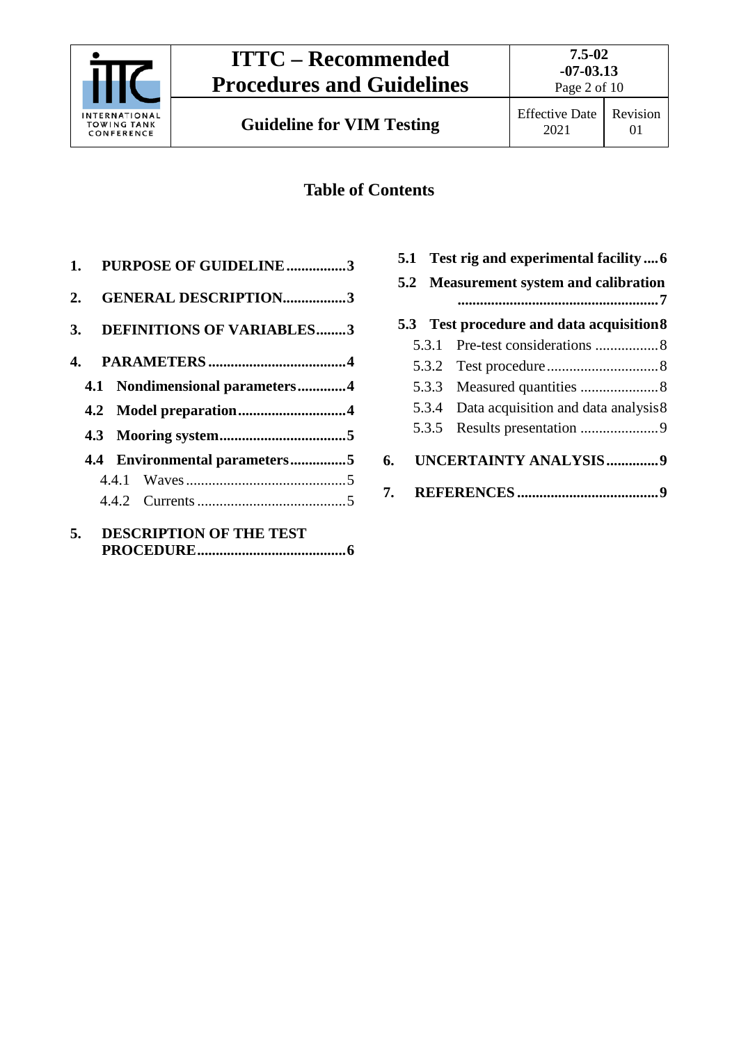## Table of Contents

1. **PURPOSE OF GUIDELINE** ................ 3
2. **GENERAL DESCRIPTION** ................. 3
3. **DEFINITIONS OF VARIABLES** ........ 3
4. **PARAMETERS** ..................................... 4
   - **4.1 Nondimensional parameters** ............. 4
   - **4.2 Model preparation** ............................. 4
   - **4.3 Mooring system** .................................. 5
   - **4.4 Environmental parameters** ............... 5
     - 4.4.1 Waves ........................................... 5
     - 4.4.2 Currents ........................................ 5
5. **DESCRIPTION OF THE TEST PROCEDURE** ........................................ 6
   - **5.1 Test rig and experimental facility** .... 6
   - **5.2 Measurement system and calibration** ...................................................... 7
   - **5.3 Test procedure and data acquisition** 8
     - 5.3.1 Pre-test considerations ................. 8
     - 5.3.2 Test procedure ............................. 8
     - 5.3.3 Measured quantities ..................... 8
     - 5.3.4 Data acquisition and data analysis 8
     - 5.3.5 Results presentation ..................... 9
6. **UNCERTAINTY ANALYSIS** ............. 9
7. **REFERENCES** ...................................... 9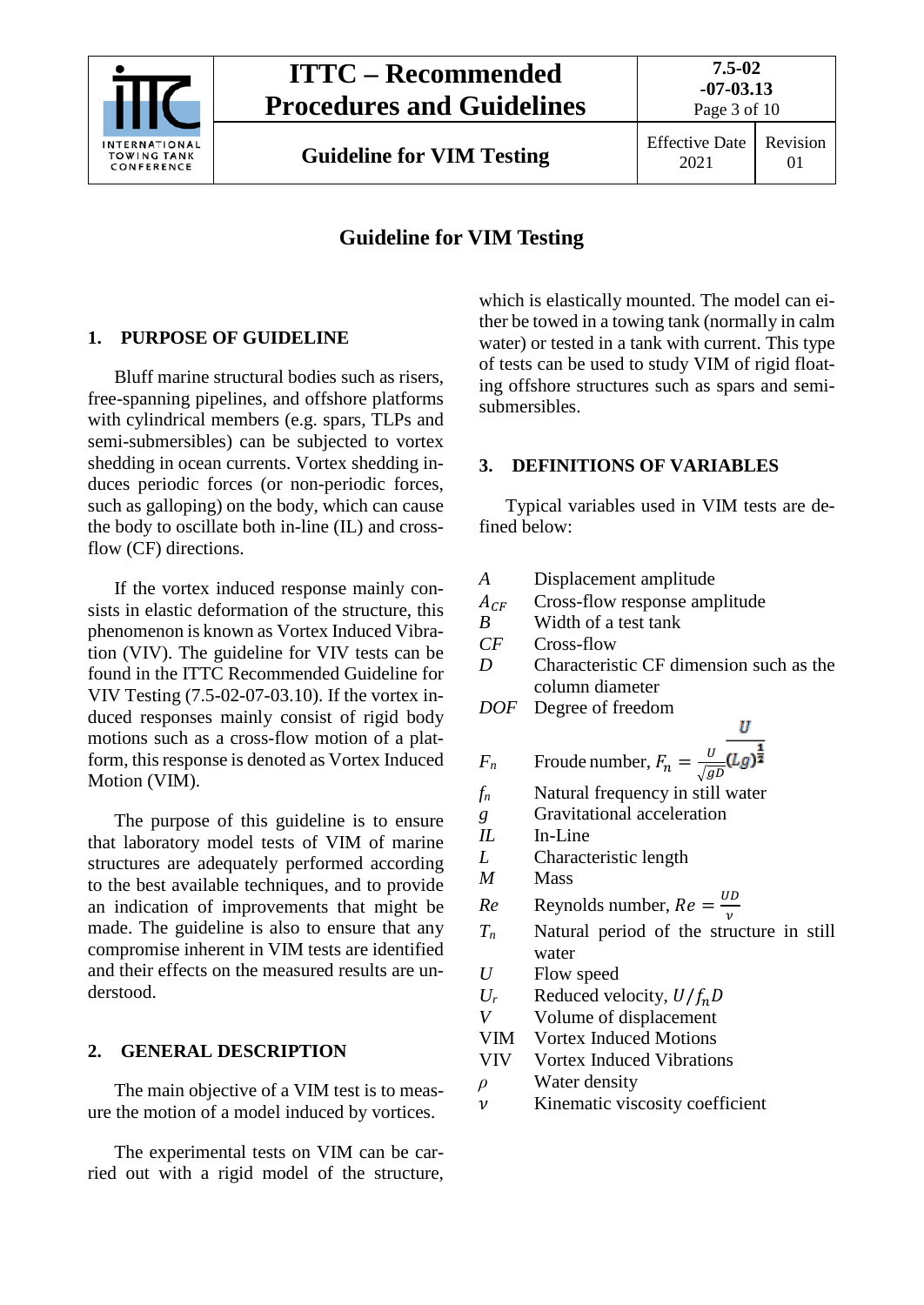# Guideline for VIM Testing

## 1. PURPOSE OF GUIDELINE

Bluff marine structural bodies such as risers, free-spanning pipelines, and offshore platforms with cylindrical members (e.g. spars, TLPs and semi-submersibles) can be subjected to vortex shedding in ocean currents. Vortex shedding induces periodic forces (or non-periodic forces, such as galloping) on the body, which can cause the body to oscillate both in-line (IL) and cross-flow (CF) directions.

If the vortex induced response mainly consists in elastic deformation of the structure, this phenomenon is known as Vortex Induced Vibration (VIV). The guideline for VIV tests can be found in the ITTC Recommended Guideline for VIV Testing (7.5-02-07-03.10). If the vortex induced responses mainly consist of rigid body motions such as a cross-flow motion of a platform, this response is denoted as Vortex Induced Motion (VIM).

The purpose of this guideline is to ensure that laboratory model tests of VIM of marine structures are adequately performed according to the best available techniques, and to provide an indication of improvements that might be made. The guideline is also to ensure that any compromise inherent in VIM tests are identified and their effects on the measured results are understood.

## 2. GENERAL DESCRIPTION

The main objective of a VIM test is to measure the motion of a model induced by vortices.

The experimental tests on VIM can be carried out with a rigid model of the structure, which is elastically mounted. The model can either be towed in a towing tank (normally in calm water) or tested in a tank with current. This type of tests can be used to study VIM of rigid floating offshore structures such as spars and semi-submersibles.

## 3. DEFINITIONS OF VARIABLES

Typical variables used in VIM tests are defined below:

| | |
|---|---|
| $A$ | Displacement amplitude |
| $A_{CF}$ | Cross-flow response amplitude |
| $B$ | Width of a test tank |
| $CF$ | Cross-flow |
| $D$ | Characteristic CF dimension such as the column diameter |
| $DOF$ | Degree of freedom |
| $F_n$ | Froude number, $F_n = \frac{U}{\sqrt{gD}}$ $\frac{U}{(Lg)^{\frac{1}{2}}}$ |
| $f_n$ | Natural frequency in still water |
| $g$ | Gravitational acceleration |
| $IL$ | In-Line |
| $L$ | Characteristic length |
| $M$ | Mass |
| $Re$ | Reynolds number, $Re = \frac{UD}{\nu}$ |
| $T_n$ | Natural period of the structure in still water |
| $U$ | Flow speed |
| $U_r$ | Reduced velocity, $U/f_nD$ |
| $V$ | Volume of displacement |
| VIM | Vortex Induced Motions |
| VIV | Vortex Induced Vibrations |
| $\rho$ | Water density |
| $\nu$ | Kinematic viscosity coefficient |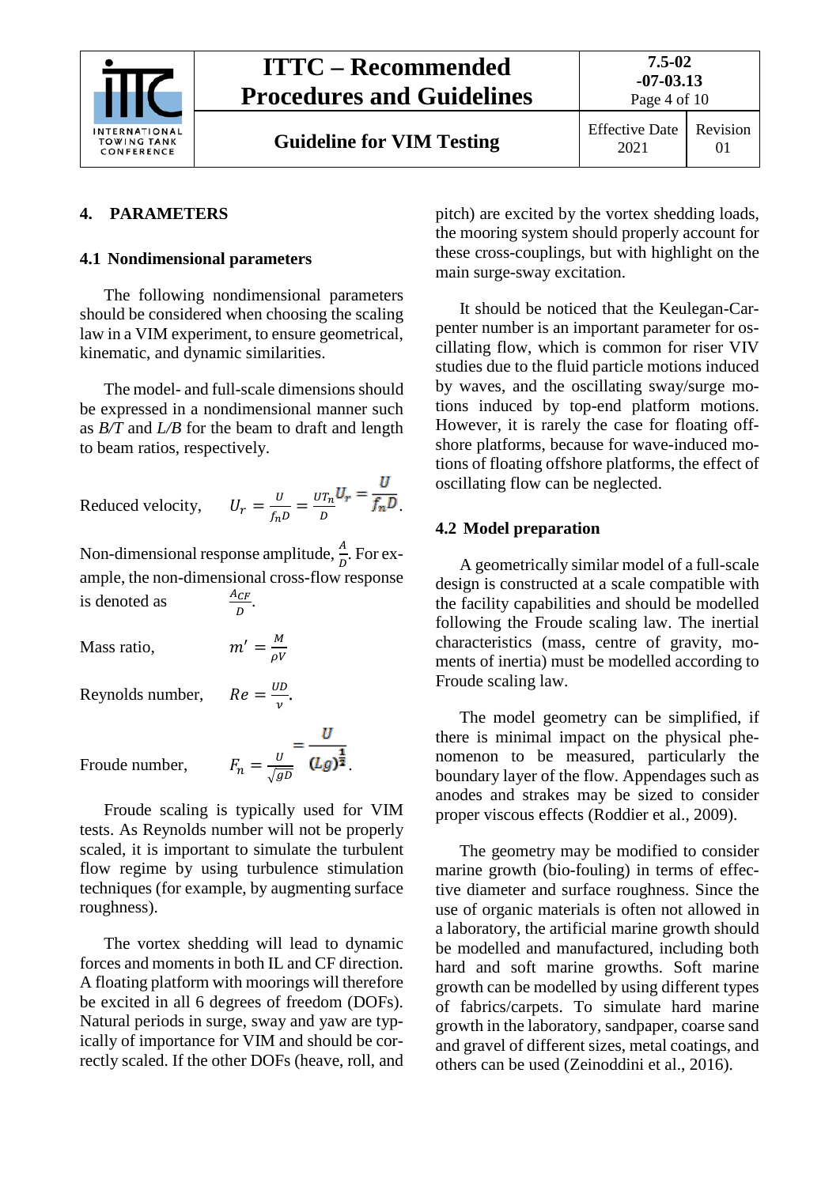## 4. PARAMETERS

### 4.1 Nondimensional parameters

The following nondimensional parameters should be considered when choosing the scaling law in a VIM experiment, to ensure geometrical, kinematic, and dynamic similarities.

The model- and full-scale dimensions should be expressed in a nondimensional manner such as *B/T* and *L/B* for the beam to draft and length to beam ratios, respectively.

Reduced velocity, $U_r = \frac{U}{f_n D} = \frac{U T_n}{D} U_r = \frac{U}{f_n D}$.

Non-dimensional response amplitude, $\frac{A}{D}$. For example, the non-dimensional cross-flow response is denoted as $\frac{A_{CF}}{D}$.

Mass ratio, $m' = \frac{M}{\rho V}$

Reynolds number, $Re = \frac{UD}{\nu}$.

Froude number, $F_n = \frac{U}{\sqrt{gD}} = \frac{U}{(Lg)^{\frac{1}{2}}}$.

Froude scaling is typically used for VIM tests. As Reynolds number will not be properly scaled, it is important to simulate the turbulent flow regime by using turbulence stimulation techniques (for example, by augmenting surface roughness).

The vortex shedding will lead to dynamic forces and moments in both IL and CF direction. A floating platform with moorings will therefore be excited in all 6 degrees of freedom (DOFs). Natural periods in surge, sway and yaw are typically of importance for VIM and should be correctly scaled. If the other DOFs (heave, roll, and pitch) are excited by the vortex shedding loads, the mooring system should properly account for these cross-couplings, but with highlight on the main surge-sway excitation.

It should be noticed that the Keulegan-Carpenter number is an important parameter for oscillating flow, which is common for riser VIV studies due to the fluid particle motions induced by waves, and the oscillating sway/surge motions induced by top-end platform motions. However, it is rarely the case for floating offshore platforms, because for wave-induced motions of floating offshore platforms, the effect of oscillating flow can be neglected.

### 4.2 Model preparation

A geometrically similar model of a full-scale design is constructed at a scale compatible with the facility capabilities and should be modelled following the Froude scaling law. The inertial characteristics (mass, centre of gravity, moments of inertia) must be modelled according to Froude scaling law.

The model geometry can be simplified, if there is minimal impact on the physical phenomenon to be measured, particularly the boundary layer of the flow. Appendages such as anodes and strakes may be sized to consider proper viscous effects (Roddier et al., 2009).

The geometry may be modified to consider marine growth (bio-fouling) in terms of effective diameter and surface roughness. Since the use of organic materials is often not allowed in a laboratory, the artificial marine growth should be modelled and manufactured, including both hard and soft marine growths. Soft marine growth can be modelled by using different types of fabrics/carpets. To simulate hard marine growth in the laboratory, sandpaper, coarse sand and gravel of different sizes, metal coatings, and others can be used (Zeinoddini et al., 2016).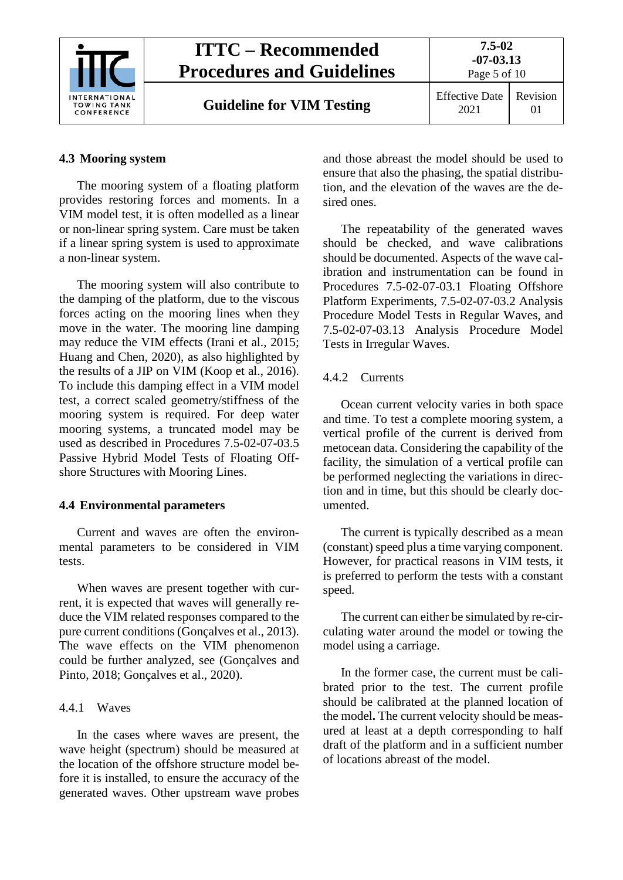### 4.3 Mooring system

The mooring system of a floating platform provides restoring forces and moments. In a VIM model test, it is often modelled as a linear or non-linear spring system. Care must be taken if a linear spring system is used to approximate a non-linear system.

The mooring system will also contribute to the damping of the platform, due to the viscous forces acting on the mooring lines when they move in the water. The mooring line damping may reduce the VIM effects (Irani et al., 2015; Huang and Chen, 2020), as also highlighted by the results of a JIP on VIM (Koop et al., 2016). To include this damping effect in a VIM model test, a correct scaled geometry/stiffness of the mooring system is required. For deep water mooring systems, a truncated model may be used as described in Procedures 7.5-02-07-03.5 Passive Hybrid Model Tests of Floating Offshore Structures with Mooring Lines.

### 4.4 Environmental parameters

Current and waves are often the environmental parameters to be considered in VIM tests.

When waves are present together with current, it is expected that waves will generally reduce the VIM related responses compared to the pure current conditions (Gonçalves et al., 2013). The wave effects on the VIM phenomenon could be further analyzed, see (Gonçalves and Pinto, 2018; Gonçalves et al., 2020).

#### 4.4.1 Waves

In the cases where waves are present, the wave height (spectrum) should be measured at the location of the offshore structure model before it is installed, to ensure the accuracy of the generated waves. Other upstream wave probes and those abreast the model should be used to ensure that also the phasing, the spatial distribution, and the elevation of the waves are the desired ones.

The repeatability of the generated waves should be checked, and wave calibrations should be documented. Aspects of the wave calibration and instrumentation can be found in Procedures 7.5-02-07-03.1 Floating Offshore Platform Experiments, 7.5-02-07-03.2 Analysis Procedure Model Tests in Regular Waves, and 7.5-02-07-03.13 Analysis Procedure Model Tests in Irregular Waves.

#### 4.4.2 Currents

Ocean current velocity varies in both space and time. To test a complete mooring system, a vertical profile of the current is derived from metocean data. Considering the capability of the facility, the simulation of a vertical profile can be performed neglecting the variations in direction and in time, but this should be clearly documented.

The current is typically described as a mean (constant) speed plus a time varying component. However, for practical reasons in VIM tests, it is preferred to perform the tests with a constant speed.

The current can either be simulated by re-circulating water around the model or towing the model using a carriage.

In the former case, the current must be calibrated prior to the test. The current profile should be calibrated at the planned location of the model**.** The current velocity should be measured at least at a depth corresponding to half draft of the platform and in a sufficient number of locations abreast of the model.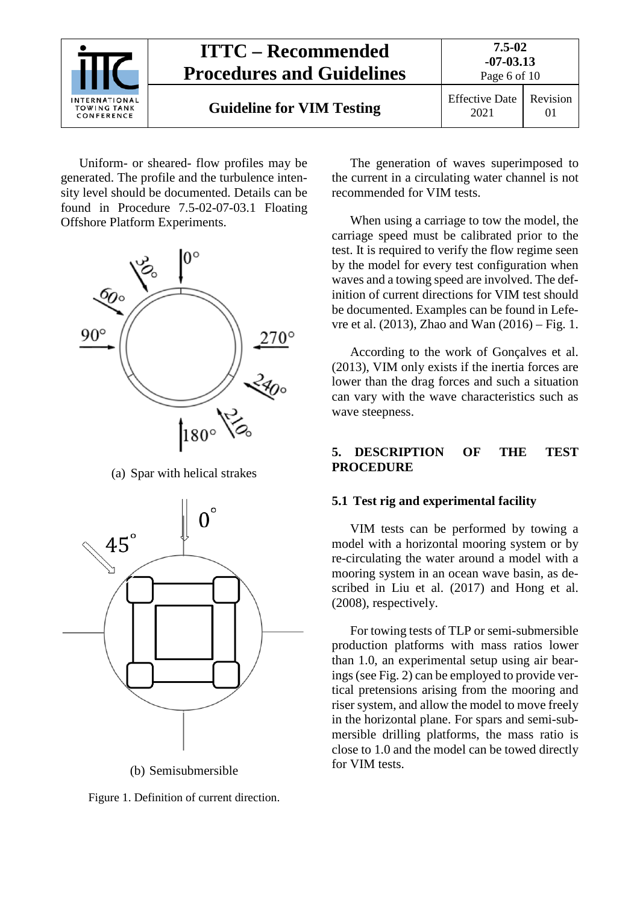Uniform- or sheared- flow profiles may be generated. The profile and the turbulence intensity level should be documented. Details can be found in Procedure 7.5-02-07-03.1 Floating Offshore Platform Experiments.

(a) Spar with helical strakes

(b) Semisubmersible

Figure 1. Definition of current direction.

The generation of waves superimposed to the current in a circulating water channel is not recommended for VIM tests.

When using a carriage to tow the model, the carriage speed must be calibrated prior to the test. It is required to verify the flow regime seen by the model for every test configuration when waves and a towing speed are involved. The definition of current directions for VIM test should be documented. Examples can be found in Lefevre et al. (2013), Zhao and Wan (2016) – Fig. 1.

According to the work of Gonçalves et al. (2013), VIM only exists if the inertia forces are lower than the drag forces and such a situation can vary with the wave characteristics such as wave steepness.

## 5. DESCRIPTION OF THE TEST PROCEDURE

### 5.1 Test rig and experimental facility

VIM tests can be performed by towing a model with a horizontal mooring system or by re-circulating the water around a model with a mooring system in an ocean wave basin, as described in Liu et al. (2017) and Hong et al. (2008), respectively.

For towing tests of TLP or semi-submersible production platforms with mass ratios lower than 1.0, an experimental setup using air bearings (see Fig. 2) can be employed to provide vertical pretensions arising from the mooring and riser system, and allow the model to move freely in the horizontal plane. For spars and semi-submersible drilling platforms, the mass ratio is close to 1.0 and the model can be towed directly for VIM tests.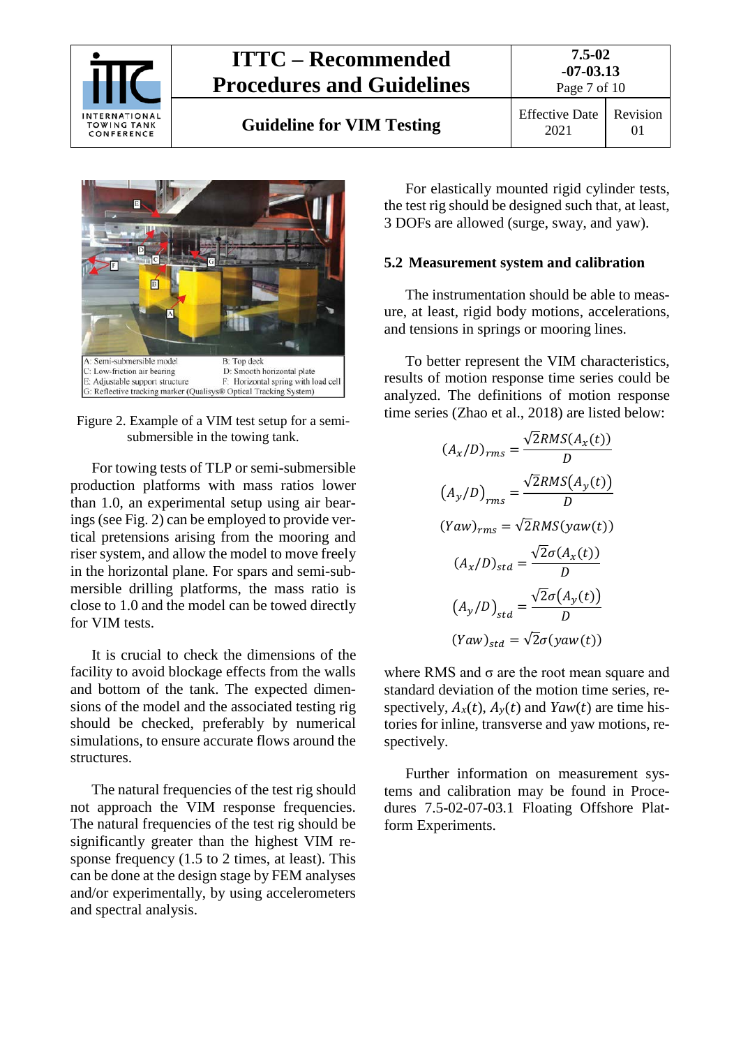A: Semi-submersible model B: Top deck
C: Low-friction air bearing D: Smooth horizontal plate
E: Adjustable support structure F: Horizontal spring with load cell
G: Reflective tracking marker (Qualisys® Optical Tracking System)

Figure 2. Example of a VIM test setup for a semi-submersible in the towing tank.

For towing tests of TLP or semi-submersible production platforms with mass ratios lower than 1.0, an experimental setup using air bearings (see Fig. 2) can be employed to provide vertical pretensions arising from the mooring and riser system, and allow the model to move freely in the horizontal plane. For spars and semi-submersible drilling platforms, the mass ratio is close to 1.0 and the model can be towed directly for VIM tests.

It is crucial to check the dimensions of the facility to avoid blockage effects from the walls and bottom of the tank. The expected dimensions of the model and the associated testing rig should be checked, preferably by numerical simulations, to ensure accurate flows around the structures.

The natural frequencies of the test rig should not approach the VIM response frequencies. The natural frequencies of the test rig should be significantly greater than the highest VIM response frequency (1.5 to 2 times, at least). This can be done at the design stage by FEM analyses and/or experimentally, by using accelerometers and spectral analysis.

For elastically mounted rigid cylinder tests, the test rig should be designed such that, at least, 3 DOFs are allowed (surge, sway, and yaw).

## 5.2 Measurement system and calibration

The instrumentation should be able to measure, at least, rigid body motions, accelerations, and tensions in springs or mooring lines.

To better represent the VIM characteristics, results of motion response time series could be analyzed. The definitions of motion response time series (Zhao et al., 2018) are listed below:

$$(A_x/D)_{rms} = \frac{\sqrt{2}RMS(A_x(t))}{D}$$

$$(A_y/D)_{rms} = \frac{\sqrt{2}RMS(A_y(t))}{D}$$

$$(Yaw)_{rms} = \sqrt{2}RMS(yaw(t))$$

$$(A_x/D)_{std} = \frac{\sqrt{2}\sigma(A_x(t))}{D}$$

$$(A_y/D)_{std} = \frac{\sqrt{2}\sigma(A_y(t))}{D}$$

$$(Yaw)_{std} = \sqrt{2}\sigma(yaw(t))$$

where RMS and σ are the root mean square and standard deviation of the motion time series, respectively, $A_x(t)$, $A_y(t)$ and $Yaw(t)$ are time histories for inline, transverse and yaw motions, respectively.

Further information on measurement systems and calibration may be found in Procedures 7.5-02-07-03.1 Floating Offshore Platform Experiments.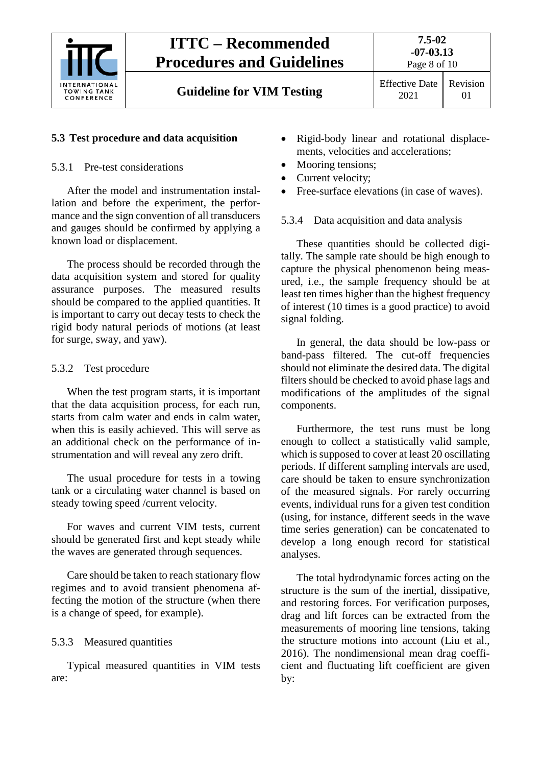### 5.3 Test procedure and data acquisition

#### 5.3.1 Pre-test considerations

After the model and instrumentation installation and before the experiment, the performance and the sign convention of all transducers and gauges should be confirmed by applying a known load or displacement.

The process should be recorded through the data acquisition system and stored for quality assurance purposes. The measured results should be compared to the applied quantities. It is important to carry out decay tests to check the rigid body natural periods of motions (at least for surge, sway, and yaw).

#### 5.3.2 Test procedure

When the test program starts, it is important that the data acquisition process, for each run, starts from calm water and ends in calm water, when this is easily achieved. This will serve as an additional check on the performance of instrumentation and will reveal any zero drift.

The usual procedure for tests in a towing tank or a circulating water channel is based on steady towing speed /current velocity.

For waves and current VIM tests, current should be generated first and kept steady while the waves are generated through sequences.

Care should be taken to reach stationary flow regimes and to avoid transient phenomena affecting the motion of the structure (when there is a change of speed, for example).

#### 5.3.3 Measured quantities

Typical measured quantities in VIM tests are:

- Rigid-body linear and rotational displacements, velocities and accelerations;
- Mooring tensions;
- Current velocity;
- Free-surface elevations (in case of waves).

#### 5.3.4 Data acquisition and data analysis

These quantities should be collected digitally. The sample rate should be high enough to capture the physical phenomenon being measured, i.e., the sample frequency should be at least ten times higher than the highest frequency of interest (10 times is a good practice) to avoid signal folding.

In general, the data should be low-pass or band-pass filtered. The cut-off frequencies should not eliminate the desired data. The digital filters should be checked to avoid phase lags and modifications of the amplitudes of the signal components.

Furthermore, the test runs must be long enough to collect a statistically valid sample, which is supposed to cover at least 20 oscillating periods. If different sampling intervals are used, care should be taken to ensure synchronization of the measured signals. For rarely occurring events, individual runs for a given test condition (using, for instance, different seeds in the wave time series generation) can be concatenated to develop a long enough record for statistical analyses.

The total hydrodynamic forces acting on the structure is the sum of the inertial, dissipative, and restoring forces. For verification purposes, drag and lift forces can be extracted from the measurements of mooring line tensions, taking the structure motions into account (Liu et al., 2016). The nondimensional mean drag coefficient and fluctuating lift coefficient are given by: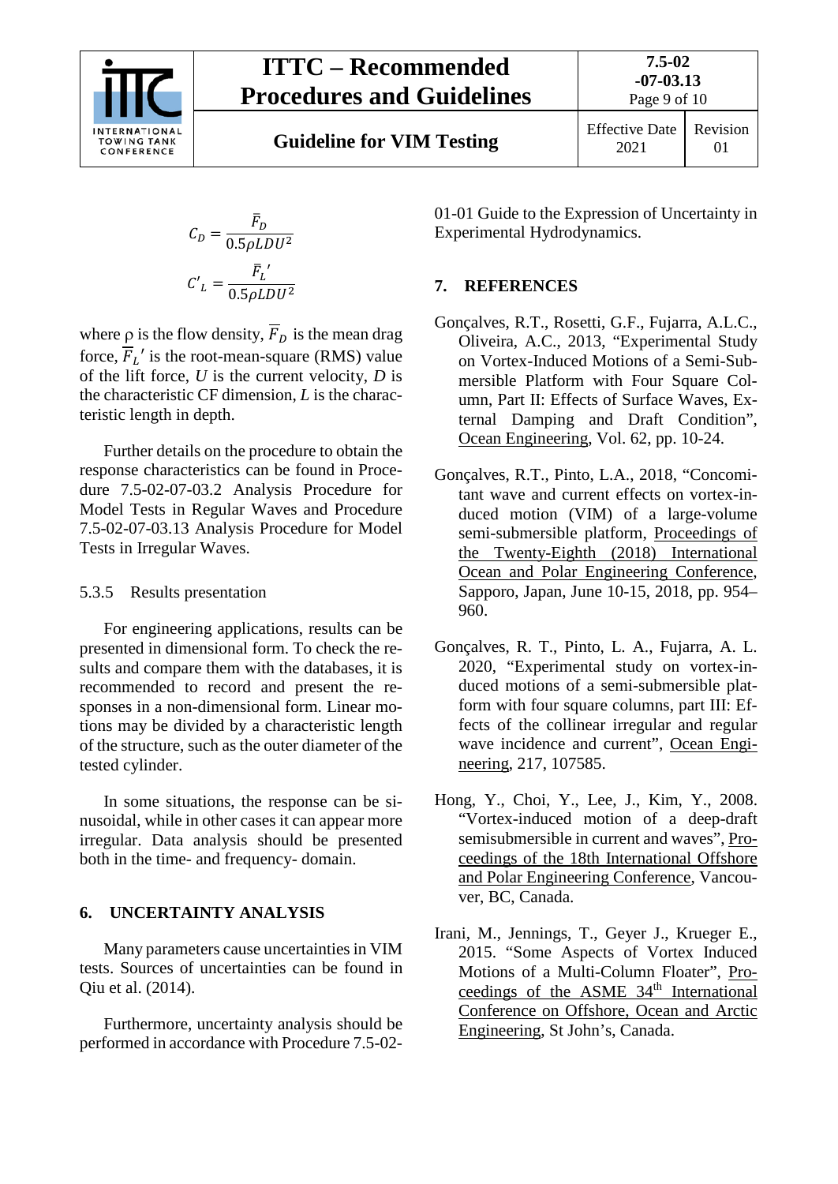$$C_D = \frac{\bar{F}_D}{0.5\rho LDU^2}$$

$$C'_L = \frac{\bar{F}_L{}'}{0.5\rho LDU^2}$$

where ρ is the flow density, $\overline{F}_D$ is the mean drag force, $\overline{F}_L{}'$ is the root-mean-square (RMS) value of the lift force, $U$ is the current velocity, $D$ is the characteristic CF dimension, $L$ is the characteristic length in depth.

Further details on the procedure to obtain the response characteristics can be found in Procedure 7.5-02-07-03.2 Analysis Procedure for Model Tests in Regular Waves and Procedure 7.5-02-07-03.13 Analysis Procedure for Model Tests in Irregular Waves.

#### 5.3.5 Results presentation

For engineering applications, results can be presented in dimensional form. To check the results and compare them with the databases, it is recommended to record and present the responses in a non-dimensional form. Linear motions may be divided by a characteristic length of the structure, such as the outer diameter of the tested cylinder.

In some situations, the response can be sinusoidal, while in other cases it can appear more irregular. Data analysis should be presented both in the time- and frequency- domain.

## 6. UNCERTAINTY ANALYSIS

Many parameters cause uncertainties in VIM tests. Sources of uncertainties can be found in Qiu et al. (2014).

Furthermore, uncertainty analysis should be performed in accordance with Procedure 7.5-02-01-01 Guide to the Expression of Uncertainty in Experimental Hydrodynamics.

## 7. REFERENCES

Gonçalves, R.T., Rosetti, G.F., Fujarra, A.L.C., Oliveira, A.C., 2013, "Experimental Study on Vortex-Induced Motions of a Semi-Submersible Platform with Four Square Column, Part II: Effects of Surface Waves, External Damping and Draft Condition", Ocean Engineering, Vol. 62, pp. 10-24.

Gonçalves, R.T., Pinto, L.A., 2018, "Concomitant wave and current effects on vortex-induced motion (VIM) of a large-volume semi-submersible platform, Proceedings of the Twenty-Eighth (2018) International Ocean and Polar Engineering Conference, Sapporo, Japan, June 10-15, 2018, pp. 954–960.

Gonçalves, R. T., Pinto, L. A., Fujarra, A. L. 2020, "Experimental study on vortex-induced motions of a semi-submersible platform with four square columns, part III: Effects of the collinear irregular and regular wave incidence and current", Ocean Engineering, 217, 107585.

Hong, Y., Choi, Y., Lee, J., Kim, Y., 2008. "Vortex-induced motion of a deep-draft semisubmersible in current and waves", Proceedings of the 18th International Offshore and Polar Engineering Conference, Vancouver, BC, Canada.

Irani, M., Jennings, T., Geyer J., Krueger E., 2015. "Some Aspects of Vortex Induced Motions of a Multi-Column Floater", Proceedings of the ASME 34th International Conference on Offshore, Ocean and Arctic Engineering, St John's, Canada.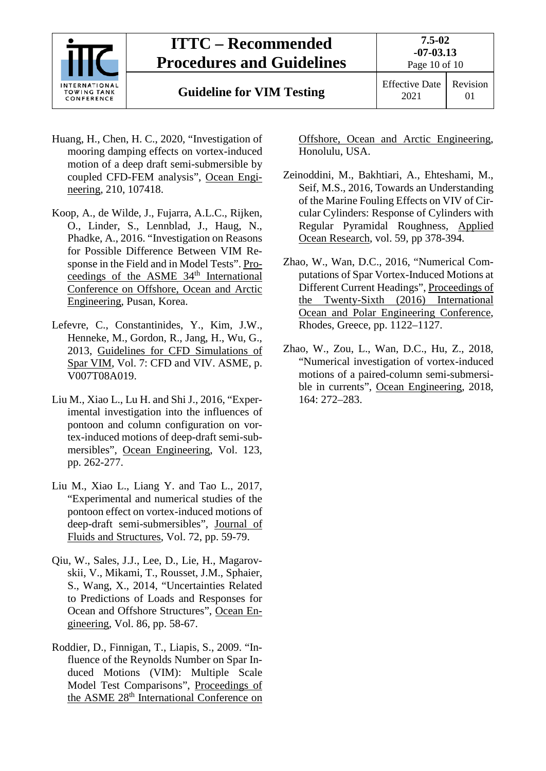Huang, H., Chen, H. C., 2020, "Investigation of mooring damping effects on vortex-induced motion of a deep draft semi-submersible by coupled CFD-FEM analysis", Ocean Engineering, 210, 107418.

Koop, A., de Wilde, J., Fujarra, A.L.C., Rijken, O., Linder, S., Lennblad, J., Haug, N., Phadke, A., 2016. "Investigation on Reasons for Possible Difference Between VIM Response in the Field and in Model Tests". Proceedings of the ASME 34th International Conference on Offshore, Ocean and Arctic Engineering, Pusan, Korea.

Lefevre, C., Constantinides, Y., Kim, J.W., Henneke, M., Gordon, R., Jang, H., Wu, G., 2013, Guidelines for CFD Simulations of Spar VIM, Vol. 7: CFD and VIV. ASME, p. V007T08A019.

Liu M., Xiao L., Lu H. and Shi J., 2016, "Experimental investigation into the influences of pontoon and column configuration on vortex-induced motions of deep-draft semi-submersibles", Ocean Engineering, Vol. 123, pp. 262-277.

Liu M., Xiao L., Liang Y. and Tao L., 2017, "Experimental and numerical studies of the pontoon effect on vortex-induced motions of deep-draft semi-submersibles", Journal of Fluids and Structures, Vol. 72, pp. 59-79.

Qiu, W., Sales, J.J., Lee, D., Lie, H., Magarovskii, V., Mikami, T., Rousset, J.M., Sphaier, S., Wang, X., 2014, "Uncertainties Related to Predictions of Loads and Responses for Ocean and Offshore Structures", Ocean Engineering, Vol. 86, pp. 58-67.

Roddier, D., Finnigan, T., Liapis, S., 2009. "Influence of the Reynolds Number on Spar Induced Motions (VIM): Multiple Scale Model Test Comparisons", Proceedings of the ASME 28th International Conference on Offshore, Ocean and Arctic Engineering, Honolulu, USA.

Zeinoddini, M., Bakhtiari, A., Ehteshami, M., Seif, M.S., 2016, Towards an Understanding of the Marine Fouling Effects on VIV of Circular Cylinders: Response of Cylinders with Regular Pyramidal Roughness, Applied Ocean Research, vol. 59, pp 378-394.

Zhao, W., Wan, D.C., 2016, "Numerical Computations of Spar Vortex-Induced Motions at Different Current Headings", Proceedings of the Twenty-Sixth (2016) International Ocean and Polar Engineering Conference, Rhodes, Greece, pp. 1122–1127.

Zhao, W., Zou, L., Wan, D.C., Hu, Z., 2018, "Numerical investigation of vortex-induced motions of a paired-column semi-submersible in currents", Ocean Engineering, 2018, 164: 272–283.